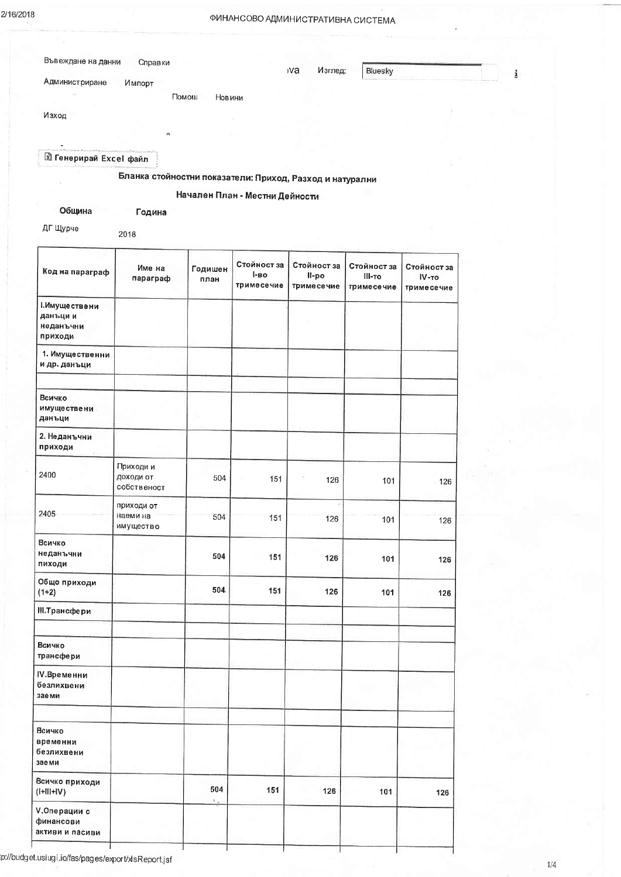ФИНАНСОВО АДМИНИСТРАТИВНА СИСТЕМА

Въвеждане на данни Справки

Администриране Импорт

Помощ Новини

Изход

Изглед: Bluesky

Генерирай Excel файл

## Бланка стойностни показатели: Приход, Разход и натурални

## Начален План - Местни Дейности

| Община | Година |
|---|---|
| ДГ Щурче | 2018 |

| Код на параграф | Име на параграф | Годишен план | Стойност за I-во тримесечие | Стойност за II-ро тримесечие | Стойност за III-то тримесечие | Стойност за IV-то тримесечие |
|---|---|---|---|---|---|---|
| **I.Имуществени данъци и неданъчни приходи** | | | | | | |
| **1. Имущественни и др. данъци** | | | | | | |
| | | | | | | |
| **Всичко имуществени данъци** | | | | | | |
| **2. Неданъчни приходи** | | | | | | |
| 2400 | Приходи и доходи от собственост | 504 | 151 | 126 | 101 | 126 |
| 2405 | приходи от наеми на имущество | 504 | 151 | 126 | 101 | 126 |
| **Всичко неданъчни пиходи** | | **504** | **151** | **126** | **101** | **126** |
| **Общо приходи (1+2)** | | **504** | **151** | **126** | **101** | **126** |
| **III.Трансфери** | | | | | | |
| | | | | | | |
| **Всичко трансфери** | | | | | | |
| **IV.Временни безлихвени заеми** | | | | | | |
| | | | | | | |
| **Всичко временни безлихвени заеми** | | | | | | |
| **Всичко приходи (I+III+IV)** | | **504** | **151** | **126** | **101** | **126** |
| **V.Операции с финансови активи и пасиви** | | | | | | |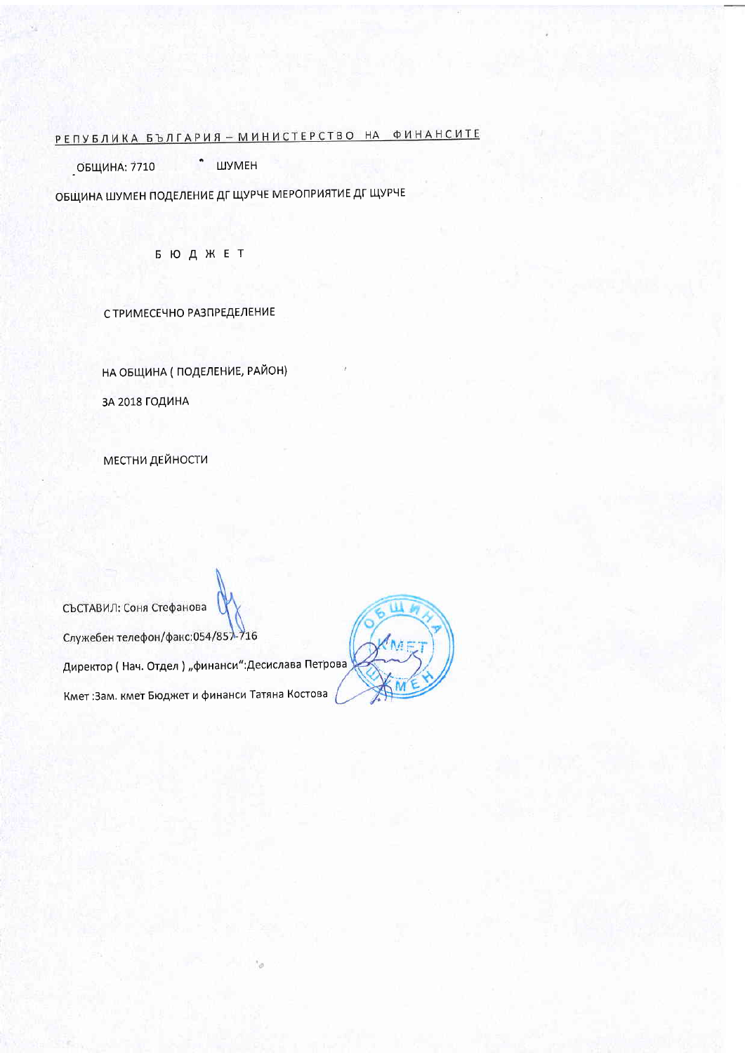РЕПУБЛИКА БЪЛГАРИЯ – МИНИСТЕРСТВО НА ФИНАНСИТЕ

ОБЩИНА: 7710 ШУМЕН

ОБЩИНА ШУМЕН ПОДЕЛЕНИЕ ДГ ЩУРЧЕ МЕРОПРИЯТИЕ ДГ ЩУРЧЕ

# Б Ю Д Ж Е Т

С ТРИМЕСЕЧНО РАЗПРЕДЕЛЕНИЕ

НА ОБЩИНА ( ПОДЕЛЕНИЕ, РАЙОН)

ЗА 2018 ГОДИНА

МЕСТНИ ДЕЙНОСТИ

СЪСТАВИЛ: Соня Стефанова

Служебен телефон/факс:054/857-716

Директор ( Нач. Отдел ) „финанси":Десислава Петрова

Кмет :Зам. кмет Бюджет и финанси Татяна Костова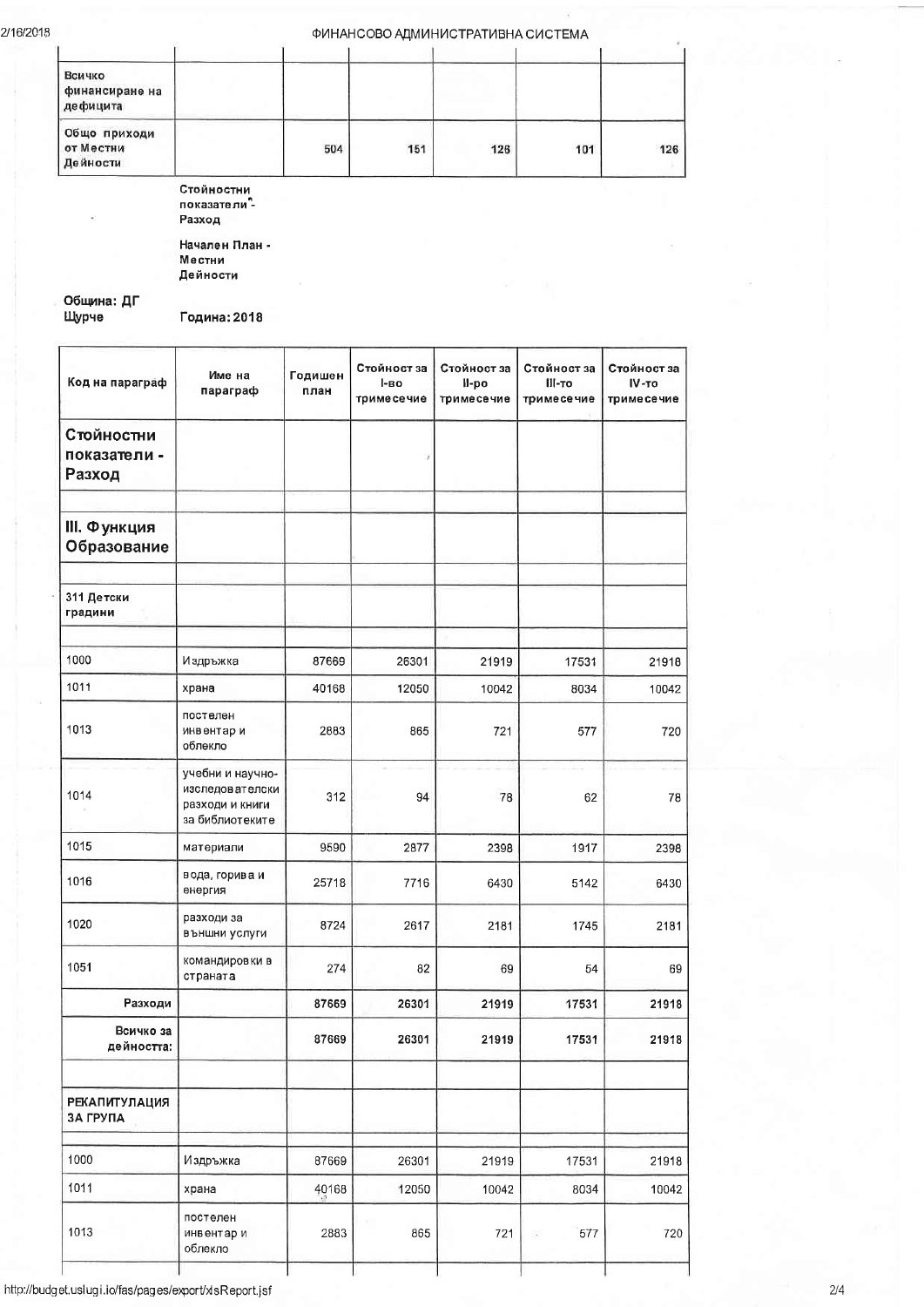| | | | | | | |
|---|---|---|---|---|---|---|
| Всичко финансиране на дефицита | | | | | | |
| Общо приходи от Местни Дейности | | 504 | 151 | 126 | 101 | 126 |

Стойностни показатели - Разход

Начален План - Местни Дейности

Община: ДГ Щурче

Година: 2018

| Код на параграф | Име на параграф | Годишен план | Стойност за I-во тримесечие | Стойност за II-ро тримесечие | Стойност за III-то тримесечие | Стойност за IV-то тримесечие |
|---|---|---|---|---|---|---|
| **Стойностни показатели - Разход** | | | | | | |
| | | | | | | |
| **III. Функция Образование** | | | | | | |
| | | | | | | |
| **311 Детски градини** | | | | | | |
| | | | | | | |
| 1000 | Издръжка | 87669 | 26301 | 21919 | 17531 | 21918 |
| 1011 | храна | 40168 | 12050 | 10042 | 8034 | 10042 |
| 1013 | постелен инвентар и облекло | 2883 | 865 | 721 | 577 | 720 |
| 1014 | учебни и научно-изследователски разходи и книги за библиотеките | 312 | 94 | 78 | 62 | 78 |
| 1015 | материали | 9590 | 2877 | 2398 | 1917 | 2398 |
| 1016 | вода, горива и енергия | 25718 | 7716 | 6430 | 5142 | 6430 |
| 1020 | разходи за външни услуги | 8724 | 2617 | 2181 | 1745 | 2181 |
| 1051 | командировки в страната | 274 | 82 | 69 | 54 | 69 |
| **Разходи** | | **87669** | **26301** | **21919** | **17531** | **21918** |
| **Всичко за дейността:** | | **87669** | **26301** | **21919** | **17531** | **21918** |
| | | | | | | |
| **РЕКАПИТУЛАЦИЯ ЗА ГРУПА** | | | | | | |
| | | | | | | |
| 1000 | Издръжка | 87669 | 26301 | 21919 | 17531 | 21918 |
| 1011 | храна | 40168 | 12050 | 10042 | 8034 | 10042 |
| 1013 | постелен инвентар и облекло | 2883 | 865 | 721 | 577 | 720 |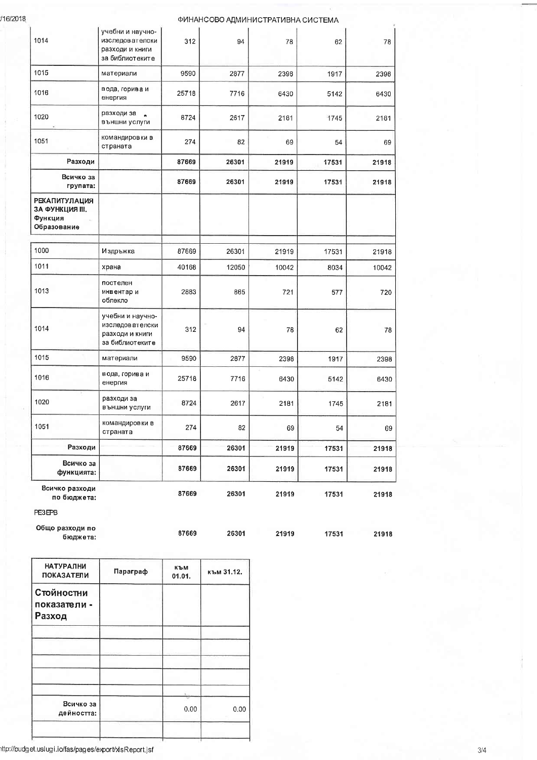| | | | | | | |
|---|---|---|---|---|---|---|
| 1014 | учебни и научно-изследователски разходи и книги за библиотеките | 312 | 94 | 78 | 62 | 78 |
| 1015 | материали | 9590 | 2877 | 2398 | 1917 | 2398 |
| 1016 | вода, горива и енергия | 25718 | 7716 | 6430 | 5142 | 6430 |
| 1020 | разходи за външни услуги | 8724 | 2617 | 2181 | 1745 | 2181 |
| 1051 | командировки в страната | 274 | 82 | 69 | 54 | 69 |
| **Разходи** | | **87669** | **26301** | **21919** | **17531** | **21918** |
| **Всичко за групата:** | | **87669** | **26301** | **21919** | **17531** | **21918** |
| **РЕКАПИТУЛАЦИЯ ЗА ФУНКЦИЯ III. Функция Образование** | | | | | | |
| | | | | | | |
| 1000 | Издръжка | 87669 | 26301 | 21919 | 17531 | 21918 |
| 1011 | храна | 40168 | 12050 | 10042 | 8034 | 10042 |
| 1013 | постелен инвентар и облекло | 2883 | 865 | 721 | 577 | 720 |
| 1014 | учебни и научно-изследователски разходи и книги за библиотеките | 312 | 94 | 78 | 62 | 78 |
| 1015 | материали | 9590 | 2877 | 2398 | 1917 | 2398 |
| 1016 | вода, горива и енергия | 25718 | 7716 | 6430 | 5142 | 6430 |
| 1020 | разходи за външни услуги | 8724 | 2617 | 2181 | 1745 | 2181 |
| 1051 | командировки в страната | 274 | 82 | 69 | 54 | 69 |
| **Разходи** | | **87669** | **26301** | **21919** | **17531** | **21918** |
| **Всичко за функцията:** | | **87669** | **26301** | **21919** | **17531** | **21918** |
| **Всичко разходи по бюджета:** | | **87669** | **26301** | **21919** | **17531** | **21918** |
| РЕЗЕРВ | | | | | | |
| **Общо разходи по бюджета:** | | **87669** | **26301** | **21919** | **17531** | **21918** |

| НАТУРАЛНИ ПОКАЗАТЕЛИ | Параграф | към 01.01. | към 31.12. |
|---|---|---|---|
| **Стойностни показатели - Разход** | | | |
| | | | |
| | | | |
| | | | |
| | | | |
| | | | |
| **Всичко за дейността:** | | 0.00 | 0.00 |
| | | | |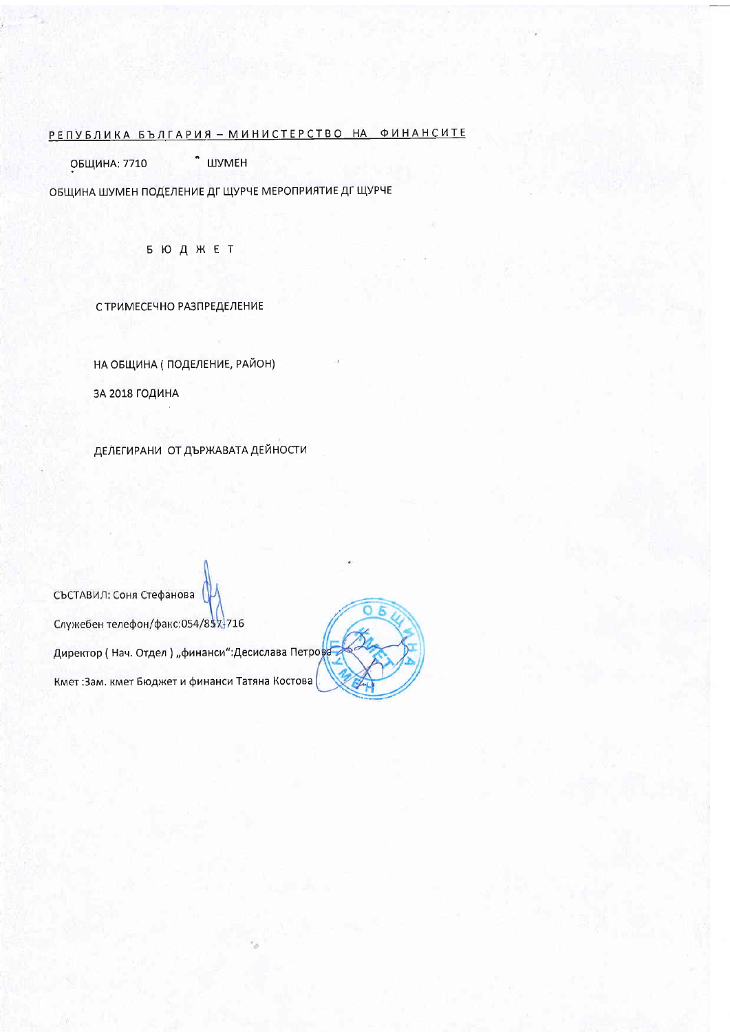РЕПУБЛИКА БЪЛГАРИЯ – МИНИСТЕРСТВО НА ФИНАНСИТЕ

ОБЩИНА: 7710 ШУМЕН

ОБЩИНА ШУМЕН ПОДЕЛЕНИЕ ДГ ЩУРЧЕ МЕРОПРИЯТИЕ ДГ ЩУРЧЕ

# Б Ю Д Ж Е Т

С ТРИМЕСЕЧНО РАЗПРЕДЕЛЕНИЕ

НА ОБЩИНА ( ПОДЕЛЕНИЕ, РАЙОН)

ЗА 2018 ГОДИНА

ДЕЛЕГИРАНИ ОТ ДЪРЖАВАТА ДЕЙНОСТИ

СЪСТАВИЛ: Соня Стефанова

Служебен телефон/факс:054/857-716

Директор ( Нач. Отдел ) „финанси":Десислава Петрова

Кмет :Зам. кмет Бюджет и финанси Татяна Костова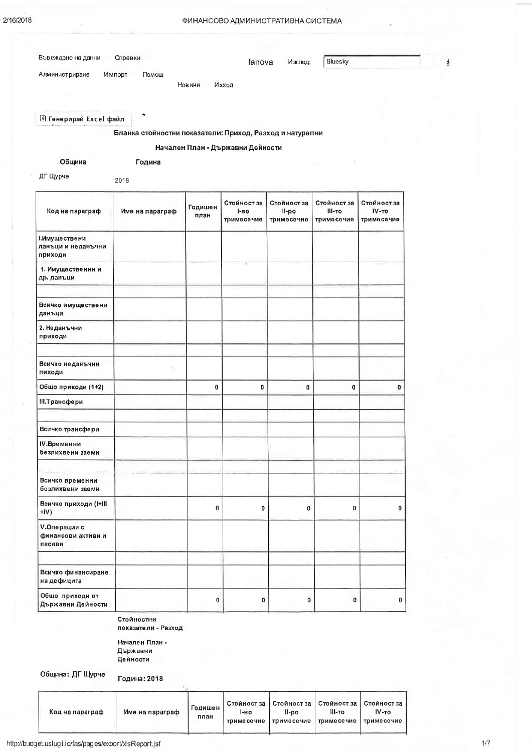Въвеждане на данни Справки

Администриране Импорт Помощ

Новини Изход

fanova Изглед: Bluesky

Генерирай Excel файл

**Бланка стойностни показатели: Приход, Разход и натурални**

**Начален План - Държавни Дейности**

**Община** ДГ Щурче

**Година** 2018

| Код на параграф | Име на параграф | Годишен план | Стойност за I-во тримесечие | Стойност за II-ро тримесечие | Стойност за III-то тримесечие | Стойност за IV-то тримесечие |
|---|---|---|---|---|---|---|
| **I.Имуществени данъци и неданъчни приходи** | | | | | | |
| **1. Имуществени и др. данъци** | | | | | | |
| | | | | | | |
| **Всичко имуществени данъци** | | | | | | |
| **2. Неданъчни приходи** | | | | | | |
| | | | | | | |
| **Всичко неданъчни пиходи** | | | | | | |
| **Общо приходи (1+2)** | | 0 | 0 | 0 | 0 | 0 |
| **III.Трансфери** | | | | | | |
| | | | | | | |
| **Всичко трансфери** | | | | | | |
| **IV.Временни безлихвени заеми** | | | | | | |
| | | | | | | |
| **Всичко временни безлихвени заеми** | | | | | | |
| **Всичко приходи (I+III +IV)** | | 0 | 0 | 0 | 0 | 0 |
| **V.Операции с финансови активи и пасиви** | | | | | | |
| | | | | | | |
| **Всичко финансиране на дефицита** | | | | | | |
| **Общо приходи от Държавни Дейности** | | 0 | 0 | 0 | 0 | 0 |

**Стойностни показатели - Разход**

**Начален План - Държавни Дейности**

**Община: ДГ Щурче** **Година: 2018**

| Код на параграф | Име на параграф | Годишен план | Стойност за I-во тримесечие | Стойност за II-ро тримесечие | Стойност за III-то тримесечие | Стойност за IV-то тримесечие |
|---|---|---|---|---|---|---|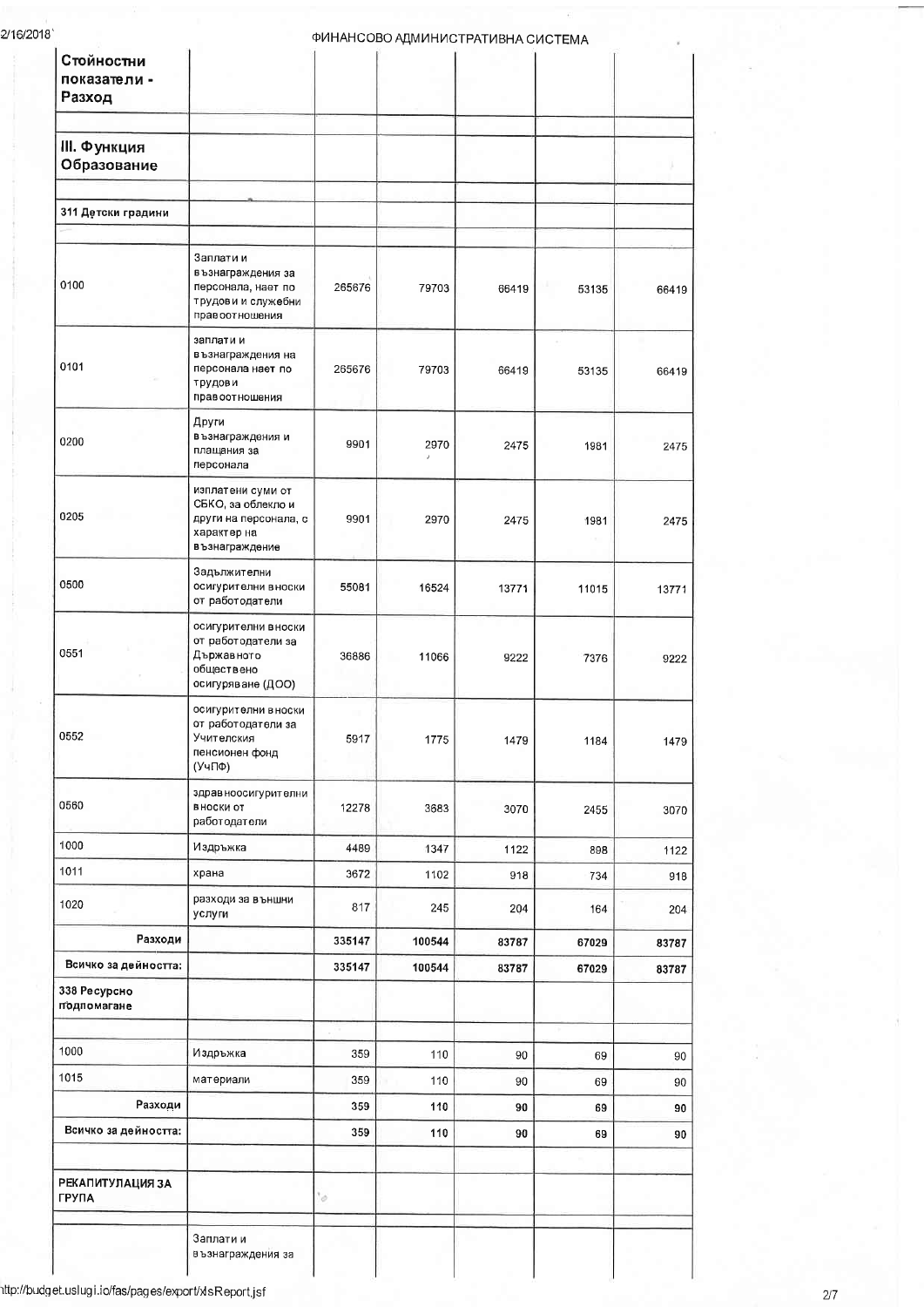| Стойностни показатели - Разход | | | | | | |
|---|---|---|---|---|---|---|
| | | | | | | |
| **III. Функция Образование** | | | | | | |
| | | | | | | |
| **311 Детски градини** | | | | | | |
| | | | | | | |
| 0100 | Заплати и възнаграждения за персонала, нает по трудови и служебни правоотношения | 265676 | 79703 | 66419 | 53135 | 66419 |
| 0101 | заплати и възнаграждения на персонала нает по трудови правоотношения | 265676 | 79703 | 66419 | 53135 | 66419 |
| 0200 | Други възнаграждения и плащания за персонала | 9901 | 2970 | 2475 | 1981 | 2475 |
| 0205 | изплатени суми от СБКО, за облекло и други на персонала, с характер на възнаграждение | 9901 | 2970 | 2475 | 1981 | 2475 |
| 0500 | Задължителни осигурителни вноски от работодатели | 55081 | 16524 | 13771 | 11015 | 13771 |
| 0551 | осигурителни вноски от работодатели за Държавното обществено осигуряване (ДОО) | 36886 | 11066 | 9222 | 7376 | 9222 |
| 0552 | осигурителни вноски от работодатели за Учителския пенсионен фонд (УчПФ) | 5917 | 1775 | 1479 | 1184 | 1479 |
| 0560 | здравноосигурителни вноски от работодатели | 12278 | 3683 | 3070 | 2455 | 3070 |
| 1000 | Издръжка | 4489 | 1347 | 1122 | 898 | 1122 |
| 1011 | храна | 3672 | 1102 | 918 | 734 | 918 |
| 1020 | разходи за външни услуги | 817 | 245 | 204 | 164 | 204 |
| **Разходи** | | **335147** | **100544** | **83787** | **67029** | **83787** |
| **Всичко за дейността:** | | **335147** | **100544** | **83787** | **67029** | **83787** |
| **338 Ресурсно подпомагане** | | | | | | |
| | | | | | | |
| 1000 | Издръжка | 359 | 110 | 90 | 69 | 90 |
| 1015 | материали | 359 | 110 | 90 | 69 | 90 |
| **Разходи** | | **359** | **110** | **90** | **69** | **90** |
| **Всичко за дейността:** | | **359** | **110** | **90** | **69** | **90** |
| | | | | | | |
| **РЕКАПИТУЛАЦИЯ ЗА ГРУПА** | | | | | | |
| | | | | | | |
| | Заплати и възнаграждения за | | | | | |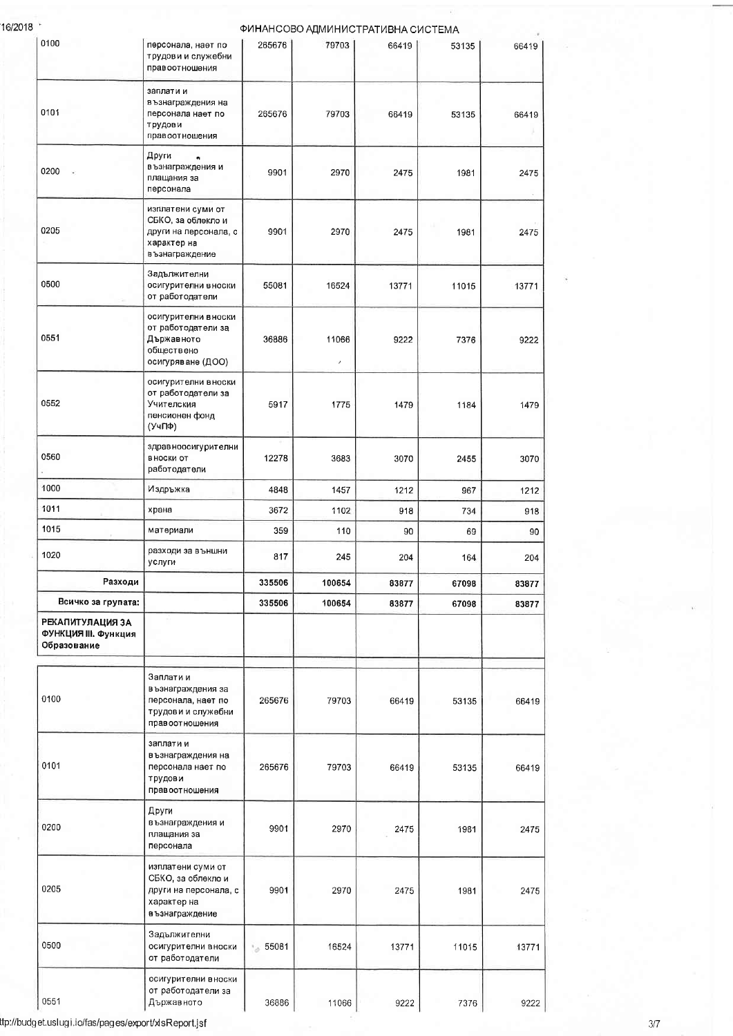| | | | | | | |
|---|---|---|---|---|---|---|
| 0100 | персонала, нает по трудови и служебни правоотношения | 265676 | 79703 | 66419 | 53135 | 66419 |
| 0101 | заплати и възнаграждения на персонала нает по трудови правоотношения | 265676 | 79703 | 66419 | 53135 | 66419 |
| 0200 | Други възнаграждения и плащания за персонала | 9901 | 2970 | 2475 | 1981 | 2475 |
| 0205 | изплатени суми от СБКО, за облекло и други на персонала, с характер на възнаграждение | 9901 | 2970 | 2475 | 1981 | 2475 |
| 0500 | Задължителни осигурителни вноски от работодатели | 55081 | 16524 | 13771 | 11015 | 13771 |
| 0551 | осигурителни вноски от работодатели за Държавното обществено осигуряване (ДОО) | 36886 | 11066 | 9222 | 7376 | 9222 |
| 0552 | осигурителни вноски от работодатели за Учителския пенсионен фонд (УчПФ) | 5917 | 1775 | 1479 | 1184 | 1479 |
| 0560 | здравноосигурителни вноски от работодатели | 12278 | 3683 | 3070 | 2455 | 3070 |
| 1000 | Издръжка | 4848 | 1457 | 1212 | 967 | 1212 |
| 1011 | храна | 3672 | 1102 | 918 | 734 | 918 |
| 1015 | материали | 359 | 110 | 90 | 69 | 90 |
| 1020 | разходи за външни услуги | 817 | 245 | 204 | 164 | 204 |
| **Разходи** | | **335506** | **100654** | **83877** | **67098** | **83877** |
| **Всичко за групата:** | | **335506** | **100654** | **83877** | **67098** | **83877** |
| **РЕКАПИТУЛАЦИЯ ЗА ФУНКЦИЯ III. Функция Образование** | | | | | | |
| 0100 | Заплати и възнаграждения за персонала, нает по трудови и служебни правоотношения | 265676 | 79703 | 66419 | 53135 | 66419 |
| 0101 | заплати и възнаграждения на персонала нает по трудови правоотношения | 265676 | 79703 | 66419 | 53135 | 66419 |
| 0200 | Други възнаграждения и плащания за персонала | 9901 | 2970 | 2475 | 1981 | 2475 |
| 0205 | изплатени суми от СБКО, за облекло и други на персонала, с характер на възнаграждение | 9901 | 2970 | 2475 | 1981 | 2475 |
| 0500 | Задължителни осигурителни вноски от работодатели | 55081 | 16524 | 13771 | 11015 | 13771 |
| 0551 | осигурителни вноски от работодатели за Държавното | 36886 | 11066 | 9222 | 7376 | 9222 |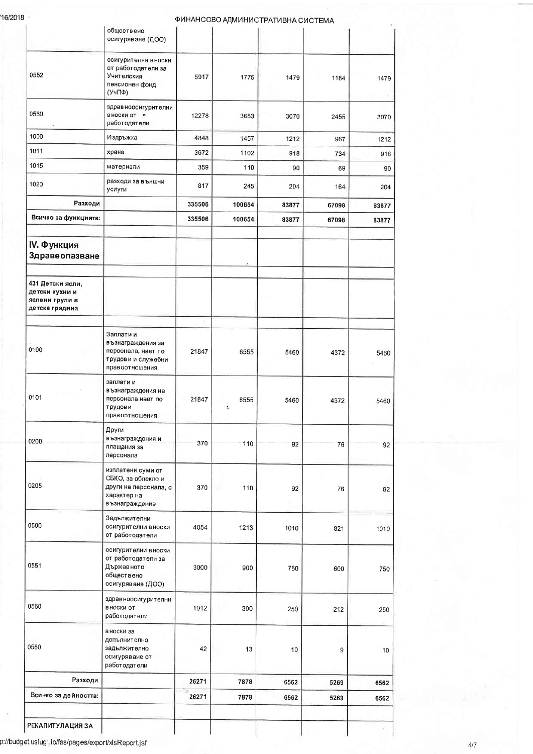| | | | | | | |
|---|---|---|---|---|---|---|
| | обществено осигуряване (ДОО) | | | | | |
| 0552 | осигурителни вноски от работодатели за Учителския пенсионен фонд (УчПФ) | 5917 | 1775 | 1479 | 1184 | 1479 |
| 0560 | здравноосигурителни вноски от работодатели | 12278 | 3683 | 3070 | 2455 | 3070 |
| 1000 | Издръжка | 4848 | 1457 | 1212 | 967 | 1212 |
| 1011 | храна | 3672 | 1102 | 918 | 734 | 918 |
| 1015 | материали | 359 | 110 | 90 | 69 | 90 |
| 1020 | разходи за външни услуги | 817 | 245 | 204 | 164 | 204 |
| **Разходи** | | **335506** | **100654** | **83877** | **67098** | **83877** |
| **Всичко за функцията:** | | **335506** | **100654** | **83877** | **67098** | **83877** |
| | | | | | | |
| **IV. Функция Здравеопазване** | | | | | | |
| | | | | | | |
| **431 Детски ясли, детски кухни и яслени групи в детска градина** | | | | | | |
| | | | | | | |
| 0100 | Заплати и възнаграждения за персонала, нает по трудови и служебни правоотношения | 21847 | 6555 | 5460 | 4372 | 5460 |
| 0101 | заплати и възнаграждения на персонала нает по трудови правоотношения | 21847 | 6555 | 5460 | 4372 | 5460 |
| 0200 | Други възнаграждения и плащания за персонала | 370 | 110 | 92 | 76 | 92 |
| 0205 | изплатени суми от СБКО, за облекло и други на персонала, с характер на възнаграждение | 370 | 110 | 92 | 76 | 92 |
| 0500 | Задължителни осигурителни вноски от работодатели | 4054 | 1213 | 1010 | 821 | 1010 |
| 0551 | осигурителни вноски от работодатели за Държавното обществено осигуряване (ДОО) | 3000 | 900 | 750 | 600 | 750 |
| 0560 | здравноосигурителни вноски от работодатели | 1012 | 300 | 250 | 212 | 250 |
| 0580 | вноски за допълнително задължително осигуряване от работодатели | 42 | 13 | 10 | 9 | 10 |
| **Разходи** | | **26271** | **7878** | **6562** | **5269** | **6562** |
| **Всичко за дейността:** | | **26271** | **7878** | **6562** | **5269** | **6562** |
| | | | | | | |
| **РЕКАПИТУЛАЦИЯ ЗА** | | | | | | |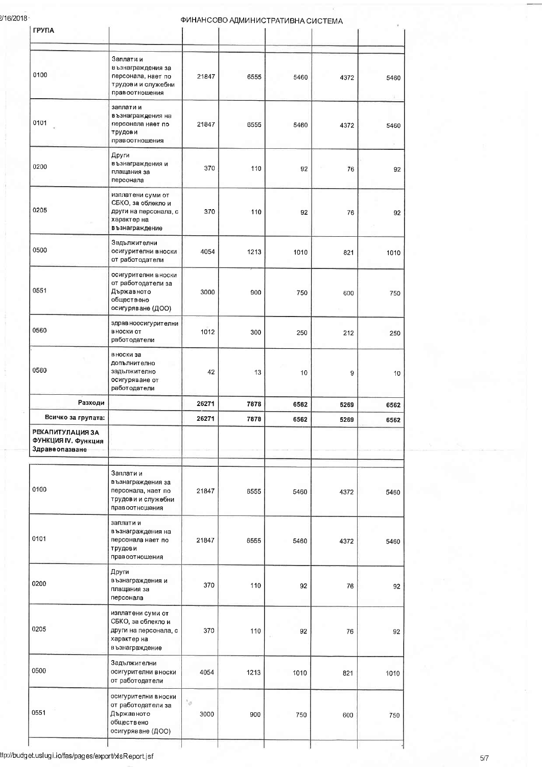| ГРУПА | | | | | | |
|---|---|---|---|---|---|---|
| 0100 | Заплати и възнаграждения за персонала, нает по трудови и служебни правоотношения | 21847 | 6555 | 5460 | 4372 | 5460 |
| 0101 | заплати и възнаграждения на персонала нает по трудови правоотношения | 21847 | 6555 | 5460 | 4372 | 5460 |
| 0200 | Други възнаграждения и плащания за персонала | 370 | 110 | 92 | 76 | 92 |
| 0205 | изплатени суми от СБКО, за облекло и други на персонала, с характер на възнаграждение | 370 | 110 | 92 | 76 | 92 |
| 0500 | Задължителни осигурителни вноски от работодатели | 4054 | 1213 | 1010 | 821 | 1010 |
| 0551 | осигурителни вноски от работодатели за Държавното обществено осигуряване (ДОО) | 3000 | 900 | 750 | 600 | 750 |
| 0560 | здравноосигурителни вноски от работодатели | 1012 | 300 | 250 | 212 | 250 |
| 0580 | вноски за допълнително задължително осигуряване от работодатели | 42 | 13 | 10 | 9 | 10 |
| **Разходи** | | **26271** | **7878** | **6562** | **5269** | **6562** |
| **Всичко за групата:** | | **26271** | **7878** | **6562** | **5269** | **6562** |
| **РЕКАПИТУЛАЦИЯ ЗА ФУНКЦИЯ IV. Функция Здравеопазване** | | | | | | |
| 0100 | Заплати и възнаграждения за персонала, нает по трудови и служебни правоотношения | 21847 | 6555 | 5460 | 4372 | 5460 |
| 0101 | заплати и възнаграждения на персонала нает по трудови правоотношения | 21847 | 6555 | 5460 | 4372 | 5460 |
| 0200 | Други възнаграждения и плащания за персонала | 370 | 110 | 92 | 76 | 92 |
| 0205 | изплатени суми от СБКО, за облекло и други на персонала, с характер на възнаграждение | 370 | 110 | 92 | 76 | 92 |
| 0500 | Задължителни осигурителни вноски от работодатели | 4054 | 1213 | 1010 | 821 | 1010 |
| 0551 | осигурителни вноски от работодатели за Държавното обществено осигуряване (ДОО) | 3000 | 900 | 750 | 600 | 750 |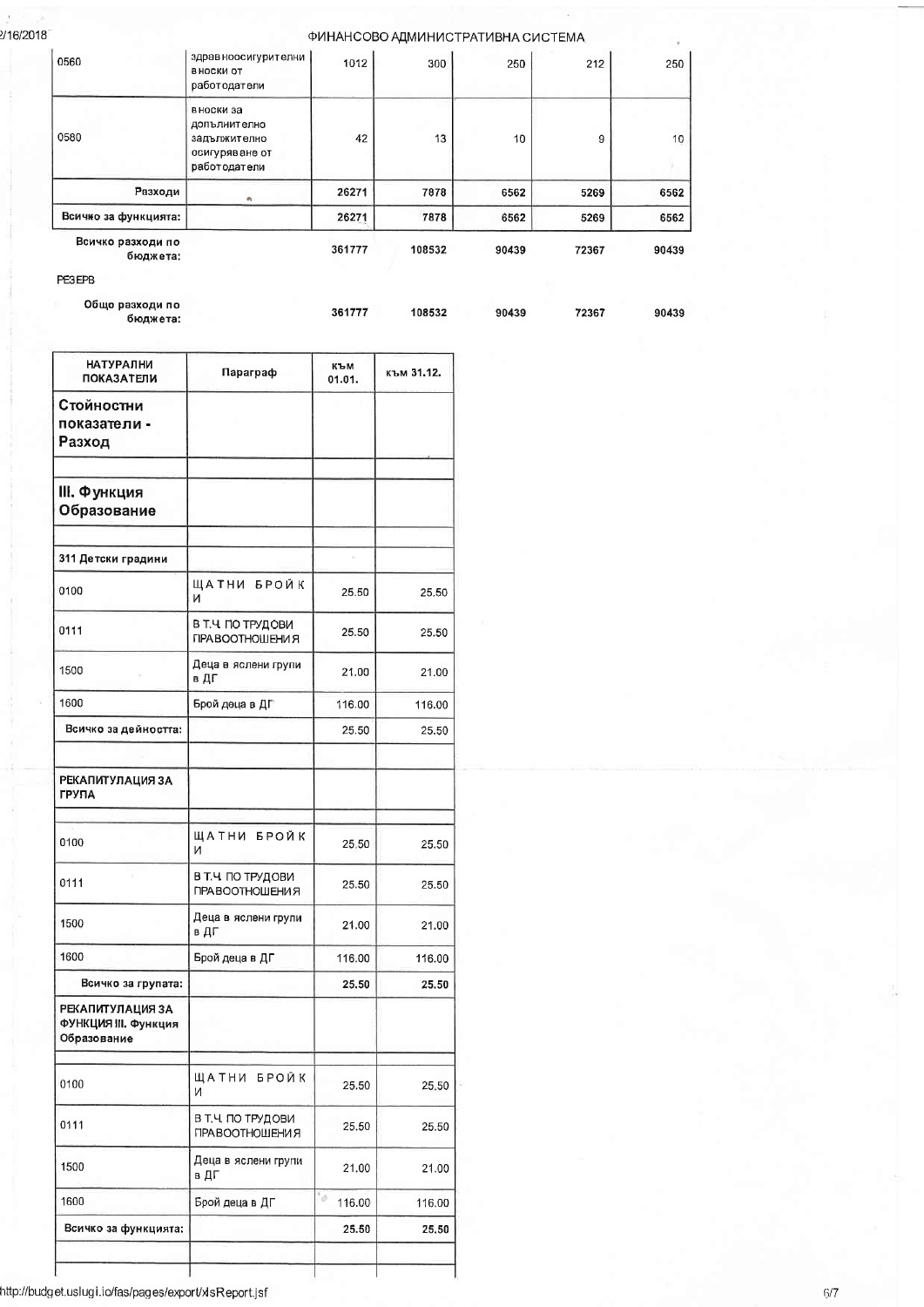| | | | | | | |
|---|---|---|---|---|---|---|
| 0560 | здравноосигурителни вноски от работодатели | 1012 | 300 | 250 | 212 | 250 |
| 0580 | вноски за допълнително задължително осигуряване от работодатели | 42 | 13 | 10 | 9 | 10 |
| Разходи | | 26271 | 7878 | 6562 | 5269 | 6562 |
| Всичко за функцията: | | 26271 | 7878 | 6562 | 5269 | 6562 |
| Всичко разходи по бюджета: | | 361777 | 108532 | 90439 | 72367 | 90439 |

РЕЗЕРВ

| | | | | | | |
|---|---|---|---|---|---|---|
| Общо разходи по бюджета: | | 361777 | 108532 | 90439 | 72367 | 90439 |

| НАТУРАЛНИ ПОКАЗАТЕЛИ | Параграф | към 01.01. | към 31.12. |
|---|---|---|---|
| **Стойностни показатели - Разход** | | | |
| | | | |
| **III. Функция Образование** | | | |
| | | | |
| **311 Детски градини** | | | |
| 0100 | ЩАТНИ БРОЙКИ | 25.50 | 25.50 |
| 0111 | В Т.Ч. ПО ТРУДОВИ ПРАВООТНОШЕНИЯ | 25.50 | 25.50 |
| 1500 | Деца в яслени групи в ДГ | 21.00 | 21.00 |
| 1600 | Брой деца в ДГ | 116.00 | 116.00 |
| Всичко за дейността: | | 25.50 | 25.50 |
| | | | |
| **РЕКАПИТУЛАЦИЯ ЗА ГРУПА** | | | |
| | | | |
| 0100 | ЩАТНИ БРОЙКИ | 25.50 | 25.50 |
| 0111 | В Т.Ч. ПО ТРУДОВИ ПРАВООТНОШЕНИЯ | 25.50 | 25.50 |
| 1500 | Деца в яслени групи в ДГ | 21.00 | 21.00 |
| 1600 | Брой деца в ДГ | 116.00 | 116.00 |
| Всичко за групата: | | **25.50** | **25.50** |
| **РЕКАПИТУЛАЦИЯ ЗА ФУНКЦИЯ III. Функция Образование** | | | |
| | | | |
| 0100 | ЩАТНИ БРОЙКИ | 25.50 | 25.50 |
| 0111 | В Т.Ч. ПО ТРУДОВИ ПРАВООТНОШЕНИЯ | 25.50 | 25.50 |
| 1500 | Деца в яслени групи в ДГ | 21.00 | 21.00 |
| 1600 | Брой деца в ДГ | 116.00 | 116.00 |
| Всичко за функцията: | | **25.50** | **25.50** |